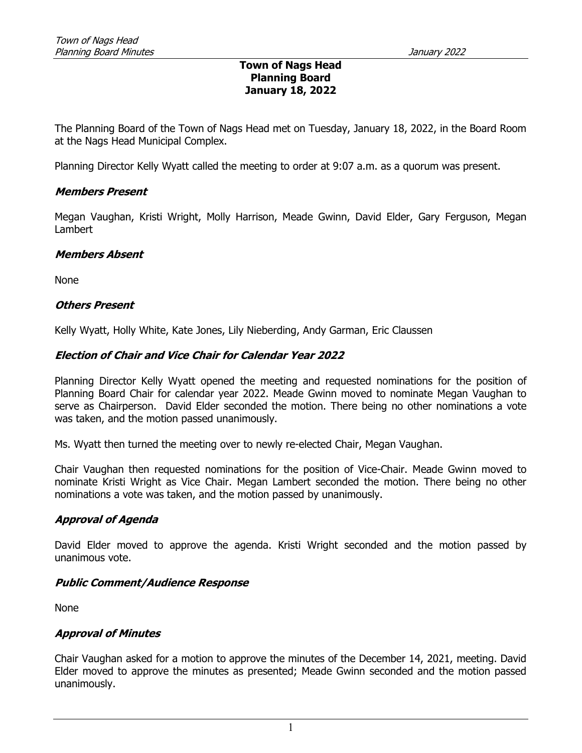**Town of Nags Head**
**Planning Board**
**January 18, 2022**

The Planning Board of the Town of Nags Head met on Tuesday, January 18, 2022, in the Board Room at the Nags Head Municipal Complex.

Planning Director Kelly Wyatt called the meeting to order at 9:07 a.m. as a quorum was present.

### *Members Present*

Megan Vaughan, Kristi Wright, Molly Harrison, Meade Gwinn, David Elder, Gary Ferguson, Megan Lambert

### *Members Absent*

None

### *Others Present*

Kelly Wyatt, Holly White, Kate Jones, Lily Nieberding, Andy Garman, Eric Claussen

### *Election of Chair and Vice Chair for Calendar Year 2022*

Planning Director Kelly Wyatt opened the meeting and requested nominations for the position of Planning Board Chair for calendar year 2022. Meade Gwinn moved to nominate Megan Vaughan to serve as Chairperson. David Elder seconded the motion. There being no other nominations a vote was taken, and the motion passed unanimously.

Ms. Wyatt then turned the meeting over to newly re-elected Chair, Megan Vaughan.

Chair Vaughan then requested nominations for the position of Vice-Chair. Meade Gwinn moved to nominate Kristi Wright as Vice Chair. Megan Lambert seconded the motion. There being no other nominations a vote was taken, and the motion passed by unanimously.

### *Approval of Agenda*

David Elder moved to approve the agenda. Kristi Wright seconded and the motion passed by unanimous vote.

### *Public Comment/Audience Response*

None

### *Approval of Minutes*

Chair Vaughan asked for a motion to approve the minutes of the December 14, 2021, meeting. David Elder moved to approve the minutes as presented; Meade Gwinn seconded and the motion passed unanimously.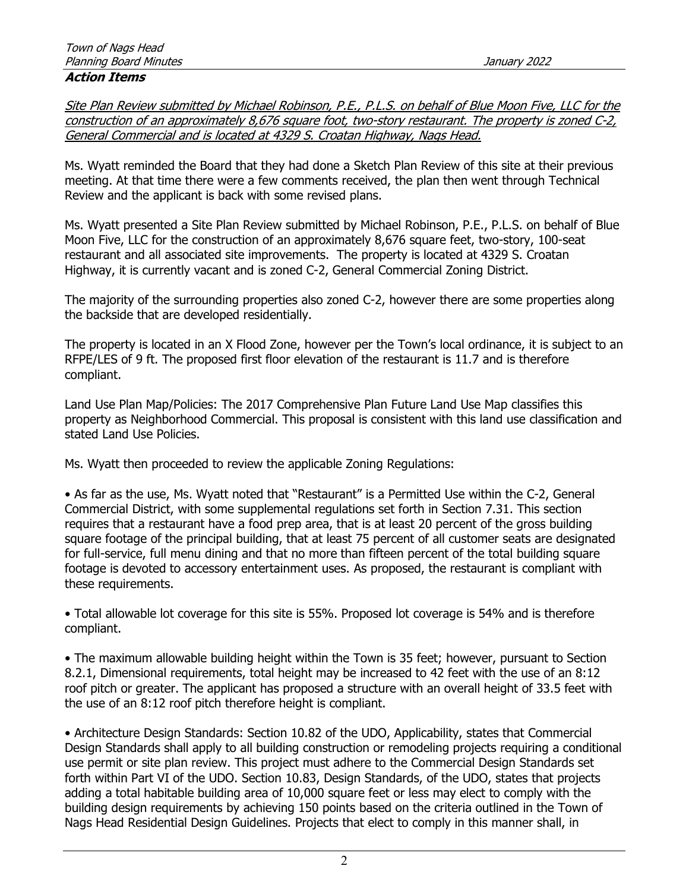### Action Items

*Site Plan Review submitted by Michael Robinson, P.E., P.L.S. on behalf of Blue Moon Five, LLC for the construction of an approximately 8,676 square foot, two-story restaurant. The property is zoned C-2, General Commercial and is located at 4329 S. Croatan Highway, Nags Head.*

Ms. Wyatt reminded the Board that they had done a Sketch Plan Review of this site at their previous meeting. At that time there were a few comments received, the plan then went through Technical Review and the applicant is back with some revised plans.

Ms. Wyatt presented a Site Plan Review submitted by Michael Robinson, P.E., P.L.S. on behalf of Blue Moon Five, LLC for the construction of an approximately 8,676 square feet, two-story, 100-seat restaurant and all associated site improvements. The property is located at 4329 S. Croatan Highway, it is currently vacant and is zoned C-2, General Commercial Zoning District.

The majority of the surrounding properties also zoned C-2, however there are some properties along the backside that are developed residentially.

The property is located in an X Flood Zone, however per the Town's local ordinance, it is subject to an RFPE/LES of 9 ft. The proposed first floor elevation of the restaurant is 11.7 and is therefore compliant.

Land Use Plan Map/Policies: The 2017 Comprehensive Plan Future Land Use Map classifies this property as Neighborhood Commercial. This proposal is consistent with this land use classification and stated Land Use Policies.

Ms. Wyatt then proceeded to review the applicable Zoning Regulations:

- As far as the use, Ms. Wyatt noted that "Restaurant" is a Permitted Use within the C-2, General Commercial District, with some supplemental regulations set forth in Section 7.31. This section requires that a restaurant have a food prep area, that is at least 20 percent of the gross building square footage of the principal building, that at least 75 percent of all customer seats are designated for full-service, full menu dining and that no more than fifteen percent of the total building square footage is devoted to accessory entertainment uses. As proposed, the restaurant is compliant with these requirements.

- Total allowable lot coverage for this site is 55%. Proposed lot coverage is 54% and is therefore compliant.

- The maximum allowable building height within the Town is 35 feet; however, pursuant to Section 8.2.1, Dimensional requirements, total height may be increased to 42 feet with the use of an 8:12 roof pitch or greater. The applicant has proposed a structure with an overall height of 33.5 feet with the use of an 8:12 roof pitch therefore height is compliant.

- Architecture Design Standards: Section 10.82 of the UDO, Applicability, states that Commercial Design Standards shall apply to all building construction or remodeling projects requiring a conditional use permit or site plan review. This project must adhere to the Commercial Design Standards set forth within Part VI of the UDO. Section 10.83, Design Standards, of the UDO, states that projects adding a total habitable building area of 10,000 square feet or less may elect to comply with the building design requirements by achieving 150 points based on the criteria outlined in the Town of Nags Head Residential Design Guidelines. Projects that elect to comply in this manner shall, in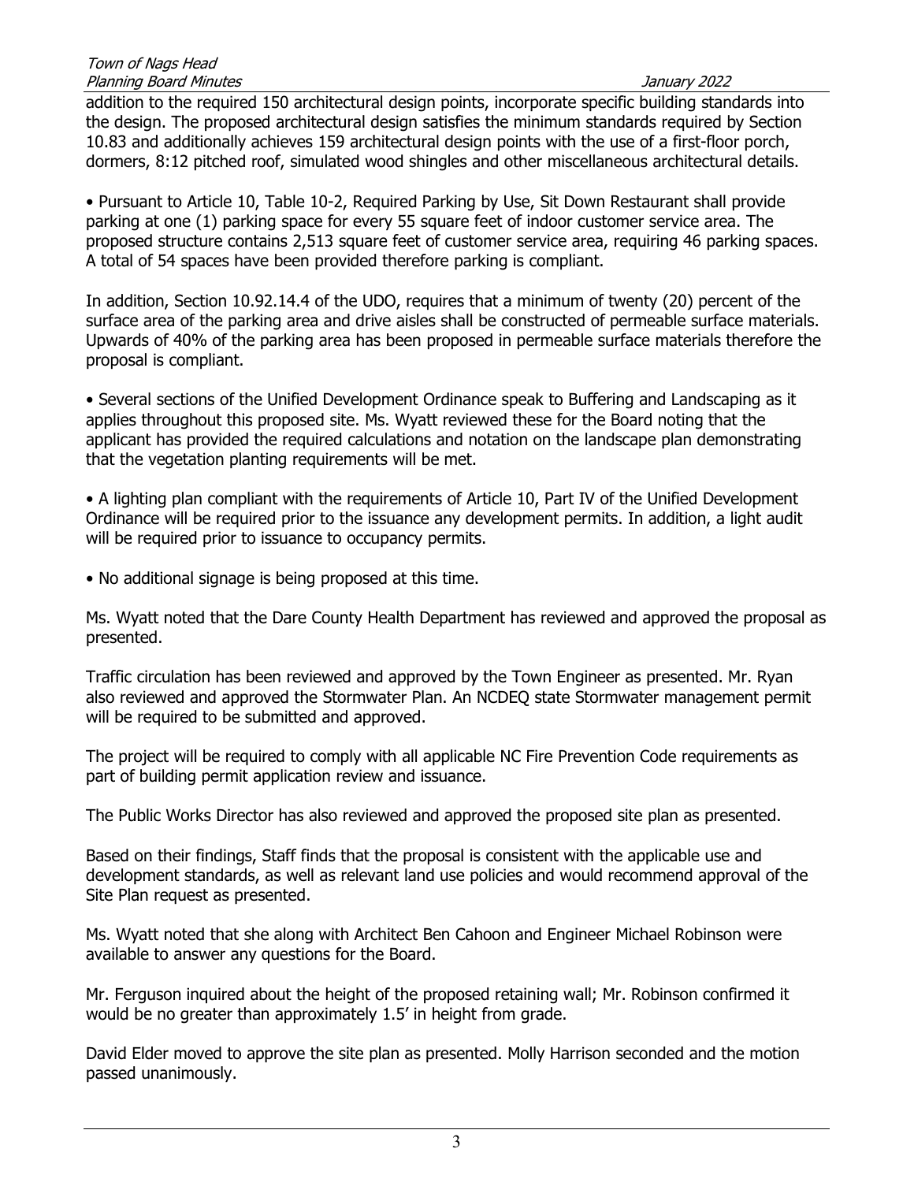addition to the required 150 architectural design points, incorporate specific building standards into the design. The proposed architectural design satisfies the minimum standards required by Section 10.83 and additionally achieves 159 architectural design points with the use of a first-floor porch, dormers, 8:12 pitched roof, simulated wood shingles and other miscellaneous architectural details.

- Pursuant to Article 10, Table 10-2, Required Parking by Use, Sit Down Restaurant shall provide parking at one (1) parking space for every 55 square feet of indoor customer service area. The proposed structure contains 2,513 square feet of customer service area, requiring 46 parking spaces. A total of 54 spaces have been provided therefore parking is compliant.

In addition, Section 10.92.14.4 of the UDO, requires that a minimum of twenty (20) percent of the surface area of the parking area and drive aisles shall be constructed of permeable surface materials. Upwards of 40% of the parking area has been proposed in permeable surface materials therefore the proposal is compliant.

- Several sections of the Unified Development Ordinance speak to Buffering and Landscaping as it applies throughout this proposed site. Ms. Wyatt reviewed these for the Board noting that the applicant has provided the required calculations and notation on the landscape plan demonstrating that the vegetation planting requirements will be met.

- A lighting plan compliant with the requirements of Article 10, Part IV of the Unified Development Ordinance will be required prior to the issuance any development permits. In addition, a light audit will be required prior to issuance to occupancy permits.

- No additional signage is being proposed at this time.

Ms. Wyatt noted that the Dare County Health Department has reviewed and approved the proposal as presented.

Traffic circulation has been reviewed and approved by the Town Engineer as presented. Mr. Ryan also reviewed and approved the Stormwater Plan. An NCDEQ state Stormwater management permit will be required to be submitted and approved.

The project will be required to comply with all applicable NC Fire Prevention Code requirements as part of building permit application review and issuance.

The Public Works Director has also reviewed and approved the proposed site plan as presented.

Based on their findings, Staff finds that the proposal is consistent with the applicable use and development standards, as well as relevant land use policies and would recommend approval of the Site Plan request as presented.

Ms. Wyatt noted that she along with Architect Ben Cahoon and Engineer Michael Robinson were available to answer any questions for the Board.

Mr. Ferguson inquired about the height of the proposed retaining wall; Mr. Robinson confirmed it would be no greater than approximately 1.5' in height from grade.

David Elder moved to approve the site plan as presented. Molly Harrison seconded and the motion passed unanimously.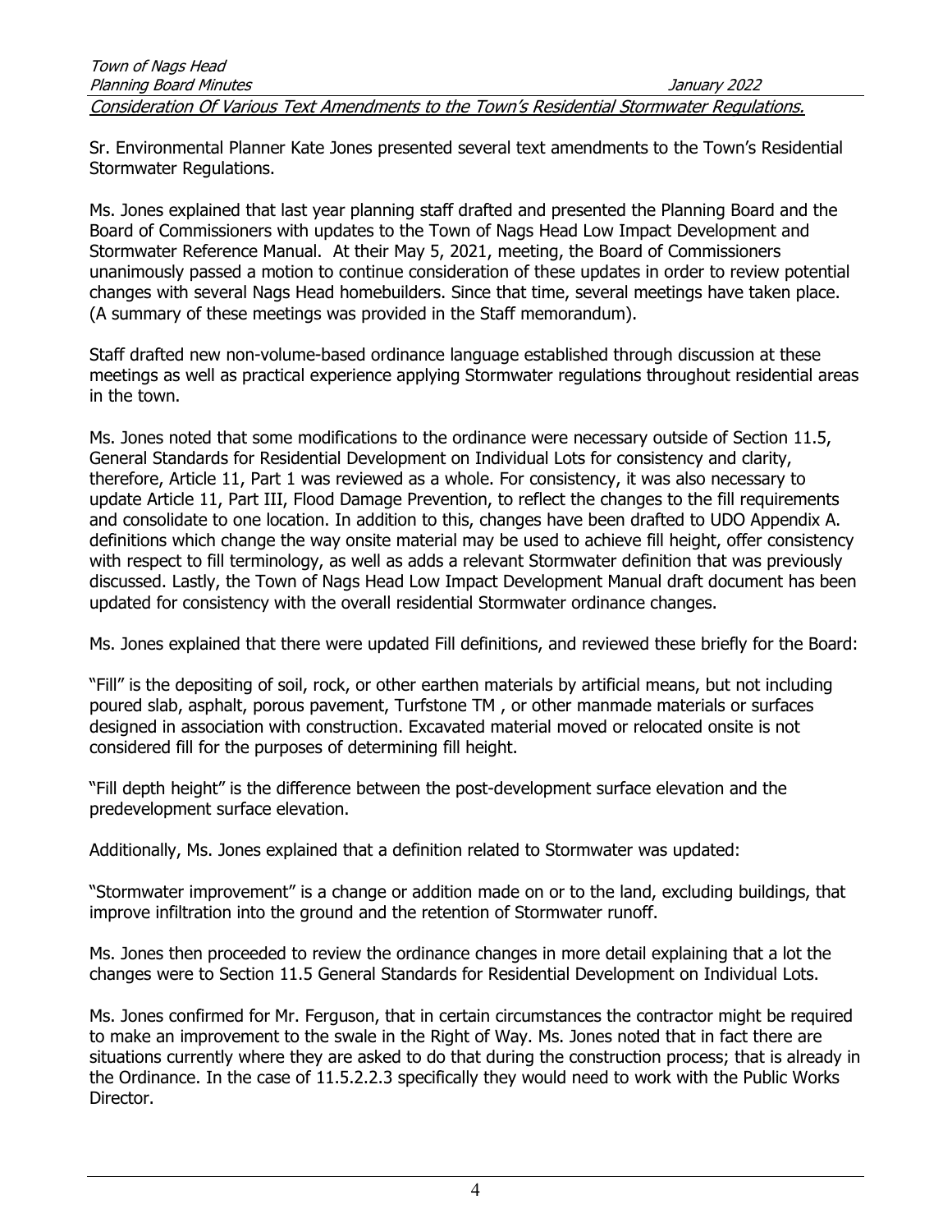*Consideration Of Various Text Amendments to the Town's Residential Stormwater Regulations.*

Sr. Environmental Planner Kate Jones presented several text amendments to the Town's Residential Stormwater Regulations.

Ms. Jones explained that last year planning staff drafted and presented the Planning Board and the Board of Commissioners with updates to the Town of Nags Head Low Impact Development and Stormwater Reference Manual. At their May 5, 2021, meeting, the Board of Commissioners unanimously passed a motion to continue consideration of these updates in order to review potential changes with several Nags Head homebuilders. Since that time, several meetings have taken place. (A summary of these meetings was provided in the Staff memorandum).

Staff drafted new non-volume-based ordinance language established through discussion at these meetings as well as practical experience applying Stormwater regulations throughout residential areas in the town.

Ms. Jones noted that some modifications to the ordinance were necessary outside of Section 11.5, General Standards for Residential Development on Individual Lots for consistency and clarity, therefore, Article 11, Part 1 was reviewed as a whole. For consistency, it was also necessary to update Article 11, Part III, Flood Damage Prevention, to reflect the changes to the fill requirements and consolidate to one location. In addition to this, changes have been drafted to UDO Appendix A. definitions which change the way onsite material may be used to achieve fill height, offer consistency with respect to fill terminology, as well as adds a relevant Stormwater definition that was previously discussed. Lastly, the Town of Nags Head Low Impact Development Manual draft document has been updated for consistency with the overall residential Stormwater ordinance changes.

Ms. Jones explained that there were updated Fill definitions, and reviewed these briefly for the Board:

"Fill" is the depositing of soil, rock, or other earthen materials by artificial means, but not including poured slab, asphalt, porous pavement, Turfstone TM , or other manmade materials or surfaces designed in association with construction. Excavated material moved or relocated onsite is not considered fill for the purposes of determining fill height.

"Fill depth height" is the difference between the post-development surface elevation and the predevelopment surface elevation.

Additionally, Ms. Jones explained that a definition related to Stormwater was updated:

"Stormwater improvement" is a change or addition made on or to the land, excluding buildings, that improve infiltration into the ground and the retention of Stormwater runoff.

Ms. Jones then proceeded to review the ordinance changes in more detail explaining that a lot the changes were to Section 11.5 General Standards for Residential Development on Individual Lots.

Ms. Jones confirmed for Mr. Ferguson, that in certain circumstances the contractor might be required to make an improvement to the swale in the Right of Way. Ms. Jones noted that in fact there are situations currently where they are asked to do that during the construction process; that is already in the Ordinance. In the case of 11.5.2.2.3 specifically they would need to work with the Public Works Director.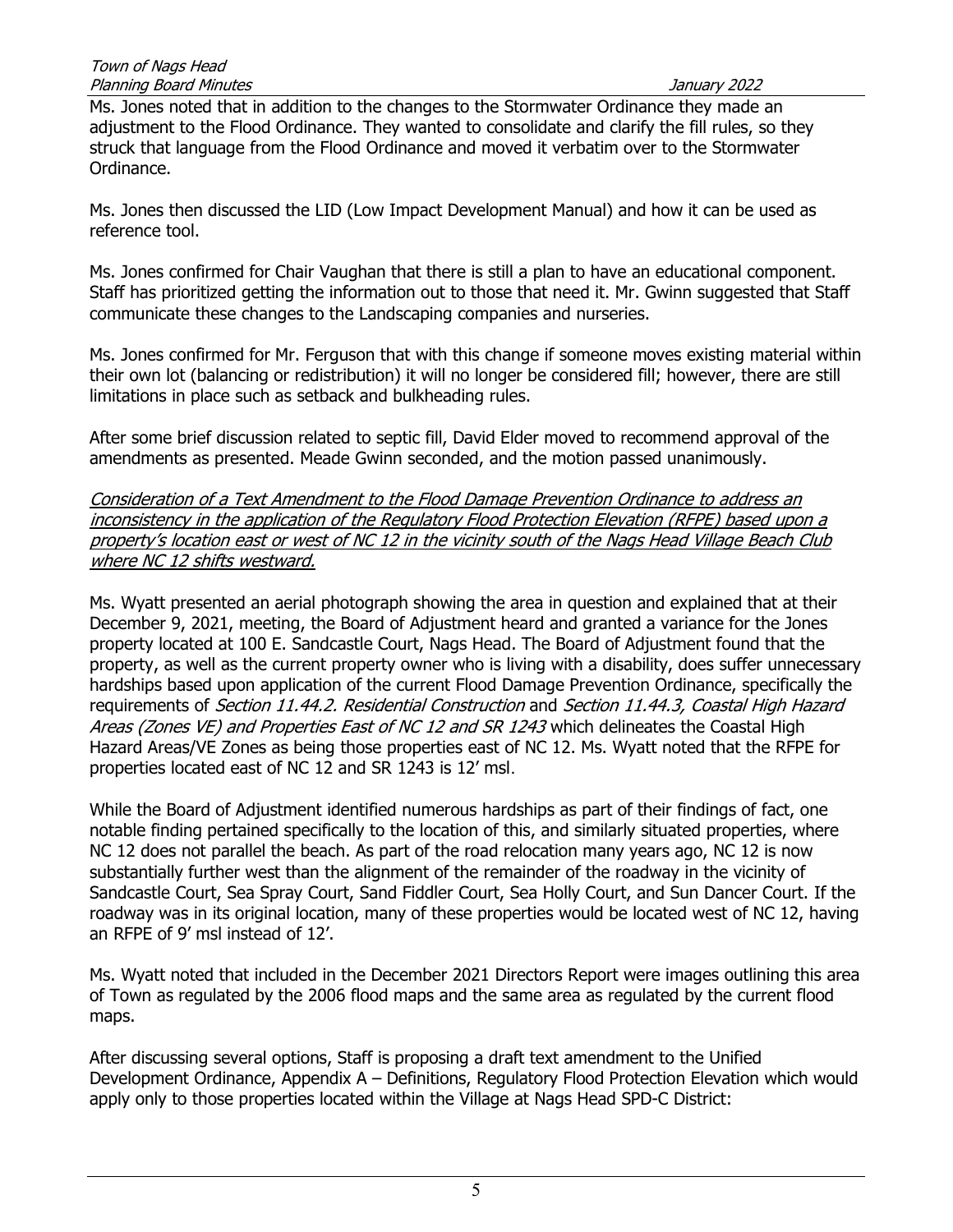Ms. Jones noted that in addition to the changes to the Stormwater Ordinance they made an adjustment to the Flood Ordinance. They wanted to consolidate and clarify the fill rules, so they struck that language from the Flood Ordinance and moved it verbatim over to the Stormwater Ordinance.

Ms. Jones then discussed the LID (Low Impact Development Manual) and how it can be used as reference tool.

Ms. Jones confirmed for Chair Vaughan that there is still a plan to have an educational component. Staff has prioritized getting the information out to those that need it. Mr. Gwinn suggested that Staff communicate these changes to the Landscaping companies and nurseries.

Ms. Jones confirmed for Mr. Ferguson that with this change if someone moves existing material within their own lot (balancing or redistribution) it will no longer be considered fill; however, there are still limitations in place such as setback and bulkheading rules.

After some brief discussion related to septic fill, David Elder moved to recommend approval of the amendments as presented. Meade Gwinn seconded, and the motion passed unanimously.

*Consideration of a Text Amendment to the Flood Damage Prevention Ordinance to address an inconsistency in the application of the Regulatory Flood Protection Elevation (RFPE) based upon a property's location east or west of NC 12 in the vicinity south of the Nags Head Village Beach Club where NC 12 shifts westward.*

Ms. Wyatt presented an aerial photograph showing the area in question and explained that at their December 9, 2021, meeting, the Board of Adjustment heard and granted a variance for the Jones property located at 100 E. Sandcastle Court, Nags Head. The Board of Adjustment found that the property, as well as the current property owner who is living with a disability, does suffer unnecessary hardships based upon application of the current Flood Damage Prevention Ordinance, specifically the requirements of *Section 11.44.2. Residential Construction* and *Section 11.44.3, Coastal High Hazard Areas (Zones VE) and Properties East of NC 12 and SR 1243* which delineates the Coastal High Hazard Areas/VE Zones as being those properties east of NC 12. Ms. Wyatt noted that the RFPE for properties located east of NC 12 and SR 1243 is 12' msl.

While the Board of Adjustment identified numerous hardships as part of their findings of fact, one notable finding pertained specifically to the location of this, and similarly situated properties, where NC 12 does not parallel the beach. As part of the road relocation many years ago, NC 12 is now substantially further west than the alignment of the remainder of the roadway in the vicinity of Sandcastle Court, Sea Spray Court, Sand Fiddler Court, Sea Holly Court, and Sun Dancer Court. If the roadway was in its original location, many of these properties would be located west of NC 12, having an RFPE of 9' msl instead of 12'.

Ms. Wyatt noted that included in the December 2021 Directors Report were images outlining this area of Town as regulated by the 2006 flood maps and the same area as regulated by the current flood maps.

After discussing several options, Staff is proposing a draft text amendment to the Unified Development Ordinance, Appendix A – Definitions, Regulatory Flood Protection Elevation which would apply only to those properties located within the Village at Nags Head SPD-C District: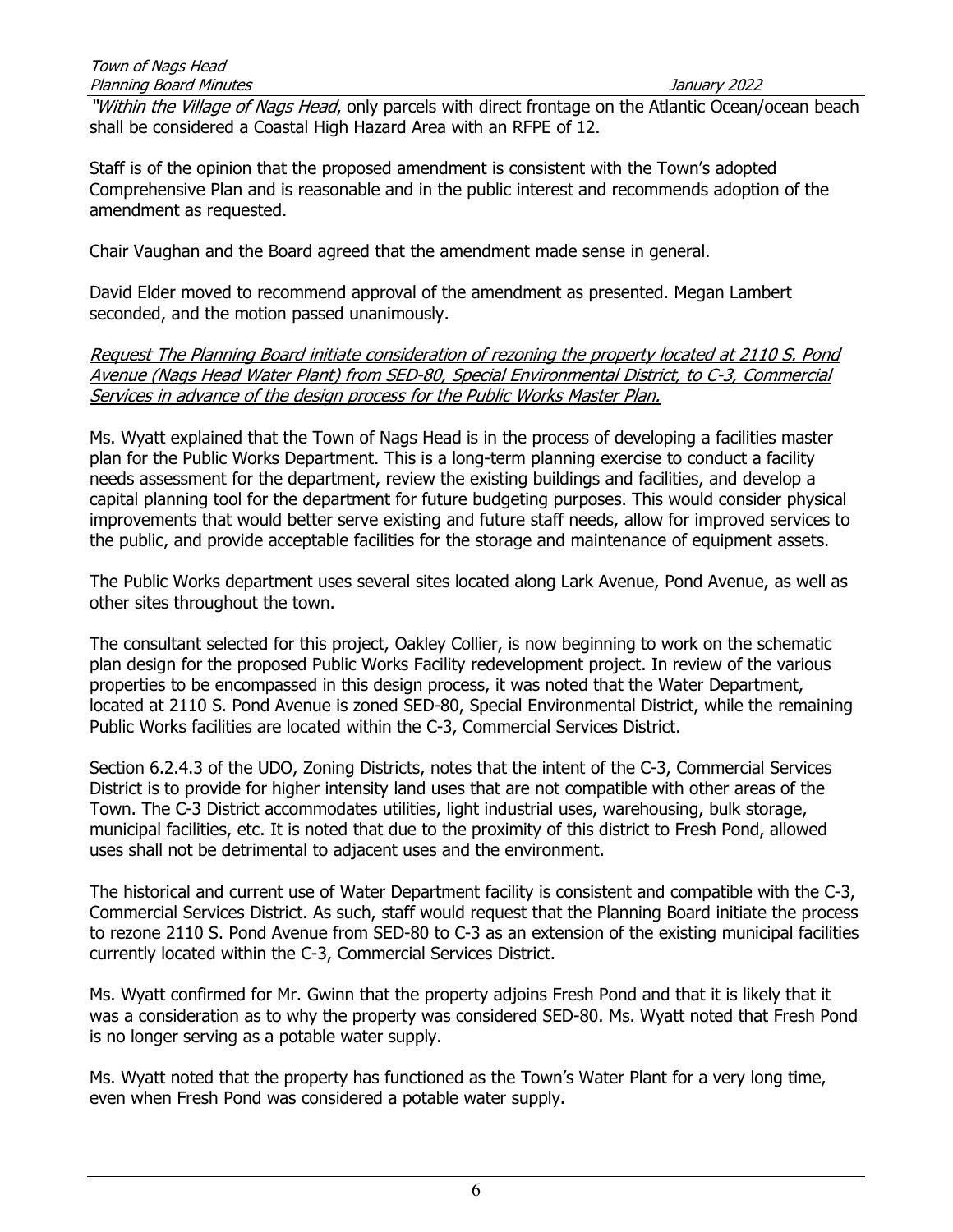*"Within the Village of Nags Head*, only parcels with direct frontage on the Atlantic Ocean/ocean beach shall be considered a Coastal High Hazard Area with an RFPE of 12.

Staff is of the opinion that the proposed amendment is consistent with the Town's adopted Comprehensive Plan and is reasonable and in the public interest and recommends adoption of the amendment as requested.

Chair Vaughan and the Board agreed that the amendment made sense in general.

David Elder moved to recommend approval of the amendment as presented. Megan Lambert seconded, and the motion passed unanimously.

*Request The Planning Board initiate consideration of rezoning the property located at 2110 S. Pond Avenue (Nags Head Water Plant) from SED-80, Special Environmental District, to C-3, Commercial Services in advance of the design process for the Public Works Master Plan.*

Ms. Wyatt explained that the Town of Nags Head is in the process of developing a facilities master plan for the Public Works Department. This is a long-term planning exercise to conduct a facility needs assessment for the department, review the existing buildings and facilities, and develop a capital planning tool for the department for future budgeting purposes. This would consider physical improvements that would better serve existing and future staff needs, allow for improved services to the public, and provide acceptable facilities for the storage and maintenance of equipment assets.

The Public Works department uses several sites located along Lark Avenue, Pond Avenue, as well as other sites throughout the town.

The consultant selected for this project, Oakley Collier, is now beginning to work on the schematic plan design for the proposed Public Works Facility redevelopment project. In review of the various properties to be encompassed in this design process, it was noted that the Water Department, located at 2110 S. Pond Avenue is zoned SED-80, Special Environmental District, while the remaining Public Works facilities are located within the C-3, Commercial Services District.

Section 6.2.4.3 of the UDO, Zoning Districts, notes that the intent of the C-3, Commercial Services District is to provide for higher intensity land uses that are not compatible with other areas of the Town. The C-3 District accommodates utilities, light industrial uses, warehousing, bulk storage, municipal facilities, etc. It is noted that due to the proximity of this district to Fresh Pond, allowed uses shall not be detrimental to adjacent uses and the environment.

The historical and current use of Water Department facility is consistent and compatible with the C-3, Commercial Services District. As such, staff would request that the Planning Board initiate the process to rezone 2110 S. Pond Avenue from SED-80 to C-3 as an extension of the existing municipal facilities currently located within the C-3, Commercial Services District.

Ms. Wyatt confirmed for Mr. Gwinn that the property adjoins Fresh Pond and that it is likely that it was a consideration as to why the property was considered SED-80. Ms. Wyatt noted that Fresh Pond is no longer serving as a potable water supply.

Ms. Wyatt noted that the property has functioned as the Town's Water Plant for a very long time, even when Fresh Pond was considered a potable water supply.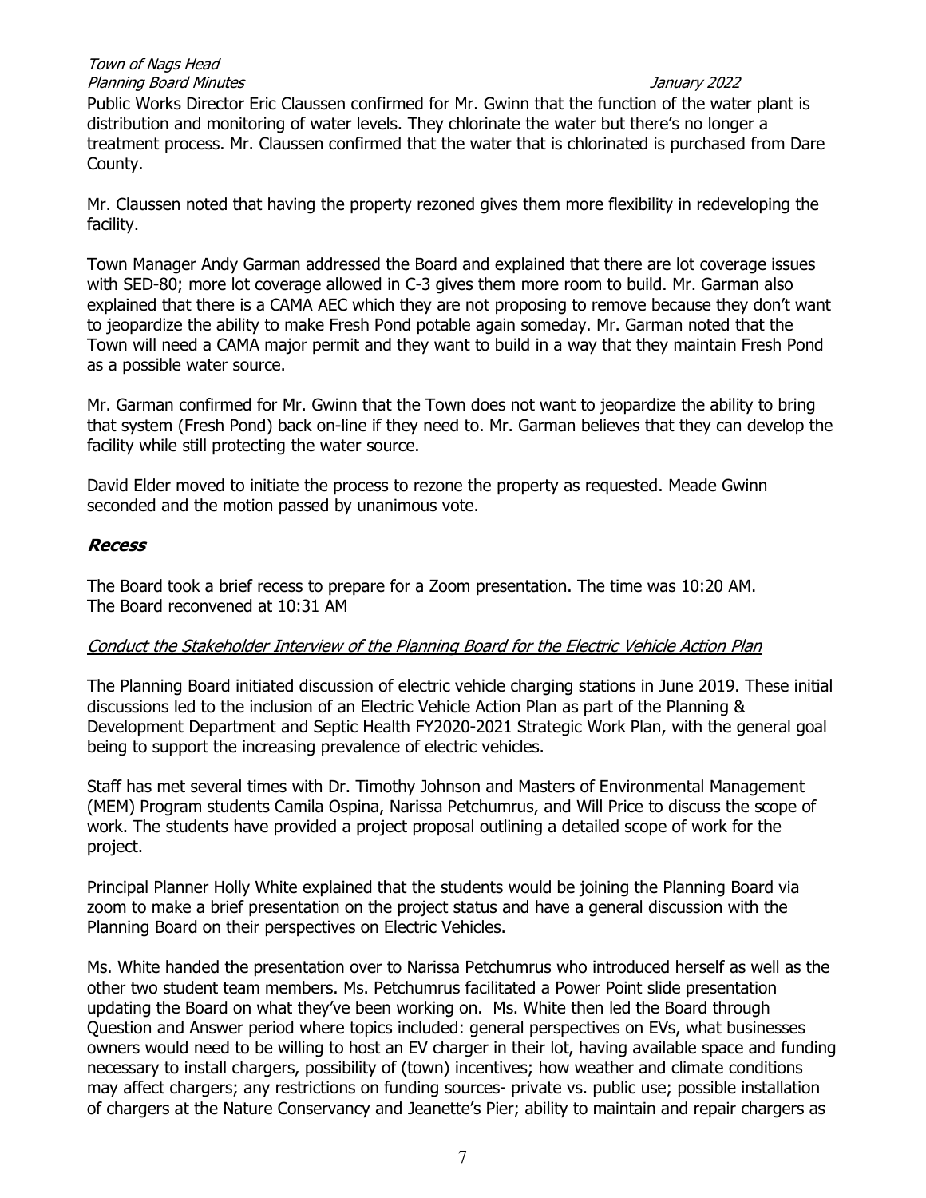Public Works Director Eric Claussen confirmed for Mr. Gwinn that the function of the water plant is distribution and monitoring of water levels. They chlorinate the water but there's no longer a treatment process. Mr. Claussen confirmed that the water that is chlorinated is purchased from Dare County.

Mr. Claussen noted that having the property rezoned gives them more flexibility in redeveloping the facility.

Town Manager Andy Garman addressed the Board and explained that there are lot coverage issues with SED-80; more lot coverage allowed in C-3 gives them more room to build. Mr. Garman also explained that there is a CAMA AEC which they are not proposing to remove because they don't want to jeopardize the ability to make Fresh Pond potable again someday. Mr. Garman noted that the Town will need a CAMA major permit and they want to build in a way that they maintain Fresh Pond as a possible water source.

Mr. Garman confirmed for Mr. Gwinn that the Town does not want to jeopardize the ability to bring that system (Fresh Pond) back on-line if they need to. Mr. Garman believes that they can develop the facility while still protecting the water source.

David Elder moved to initiate the process to rezone the property as requested. Meade Gwinn seconded and the motion passed by unanimous vote.

### ***Recess***

The Board took a brief recess to prepare for a Zoom presentation. The time was 10:20 AM.
The Board reconvened at 10:31 AM

*Conduct the Stakeholder Interview of the Planning Board for the Electric Vehicle Action Plan*

The Planning Board initiated discussion of electric vehicle charging stations in June 2019. These initial discussions led to the inclusion of an Electric Vehicle Action Plan as part of the Planning & Development Department and Septic Health FY2020-2021 Strategic Work Plan, with the general goal being to support the increasing prevalence of electric vehicles.

Staff has met several times with Dr. Timothy Johnson and Masters of Environmental Management (MEM) Program students Camila Ospina, Narissa Petchumrus, and Will Price to discuss the scope of work. The students have provided a project proposal outlining a detailed scope of work for the project.

Principal Planner Holly White explained that the students would be joining the Planning Board via zoom to make a brief presentation on the project status and have a general discussion with the Planning Board on their perspectives on Electric Vehicles.

Ms. White handed the presentation over to Narissa Petchumrus who introduced herself as well as the other two student team members. Ms. Petchumrus facilitated a Power Point slide presentation updating the Board on what they've been working on. Ms. White then led the Board through Question and Answer period where topics included: general perspectives on EVs, what businesses owners would need to be willing to host an EV charger in their lot, having available space and funding necessary to install chargers, possibility of (town) incentives; how weather and climate conditions may affect chargers; any restrictions on funding sources- private vs. public use; possible installation of chargers at the Nature Conservancy and Jeanette's Pier; ability to maintain and repair chargers as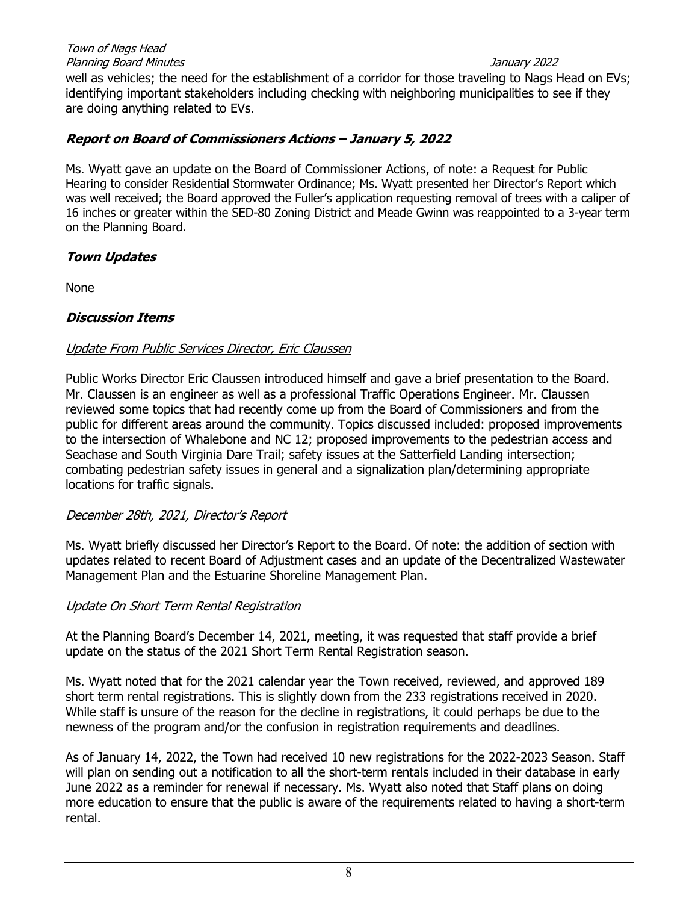well as vehicles; the need for the establishment of a corridor for those traveling to Nags Head on EVs; identifying important stakeholders including checking with neighboring municipalities to see if they are doing anything related to EVs.

### ***Report on Board of Commissioners Actions – January 5, 2022***

Ms. Wyatt gave an update on the Board of Commissioner Actions, of note: a Request for Public Hearing to consider Residential Stormwater Ordinance; Ms. Wyatt presented her Director's Report which was well received; the Board approved the Fuller's application requesting removal of trees with a caliper of 16 inches or greater within the SED-80 Zoning District and Meade Gwinn was reappointed to a 3-year term on the Planning Board.

### ***Town Updates***

None

### ***Discussion Items***

*Update From Public Services Director, Eric Claussen*

Public Works Director Eric Claussen introduced himself and gave a brief presentation to the Board. Mr. Claussen is an engineer as well as a professional Traffic Operations Engineer. Mr. Claussen reviewed some topics that had recently come up from the Board of Commissioners and from the public for different areas around the community. Topics discussed included: proposed improvements to the intersection of Whalebone and NC 12; proposed improvements to the pedestrian access and Seachase and South Virginia Dare Trail; safety issues at the Satterfield Landing intersection; combating pedestrian safety issues in general and a signalization plan/determining appropriate locations for traffic signals.

*December 28th, 2021, Director's Report*

Ms. Wyatt briefly discussed her Director's Report to the Board. Of note: the addition of section with updates related to recent Board of Adjustment cases and an update of the Decentralized Wastewater Management Plan and the Estuarine Shoreline Management Plan.

*Update On Short Term Rental Registration*

At the Planning Board's December 14, 2021, meeting, it was requested that staff provide a brief update on the status of the 2021 Short Term Rental Registration season.

Ms. Wyatt noted that for the 2021 calendar year the Town received, reviewed, and approved 189 short term rental registrations. This is slightly down from the 233 registrations received in 2020. While staff is unsure of the reason for the decline in registrations, it could perhaps be due to the newness of the program and/or the confusion in registration requirements and deadlines.

As of January 14, 2022, the Town had received 10 new registrations for the 2022-2023 Season. Staff will plan on sending out a notification to all the short-term rentals included in their database in early June 2022 as a reminder for renewal if necessary. Ms. Wyatt also noted that Staff plans on doing more education to ensure that the public is aware of the requirements related to having a short-term rental.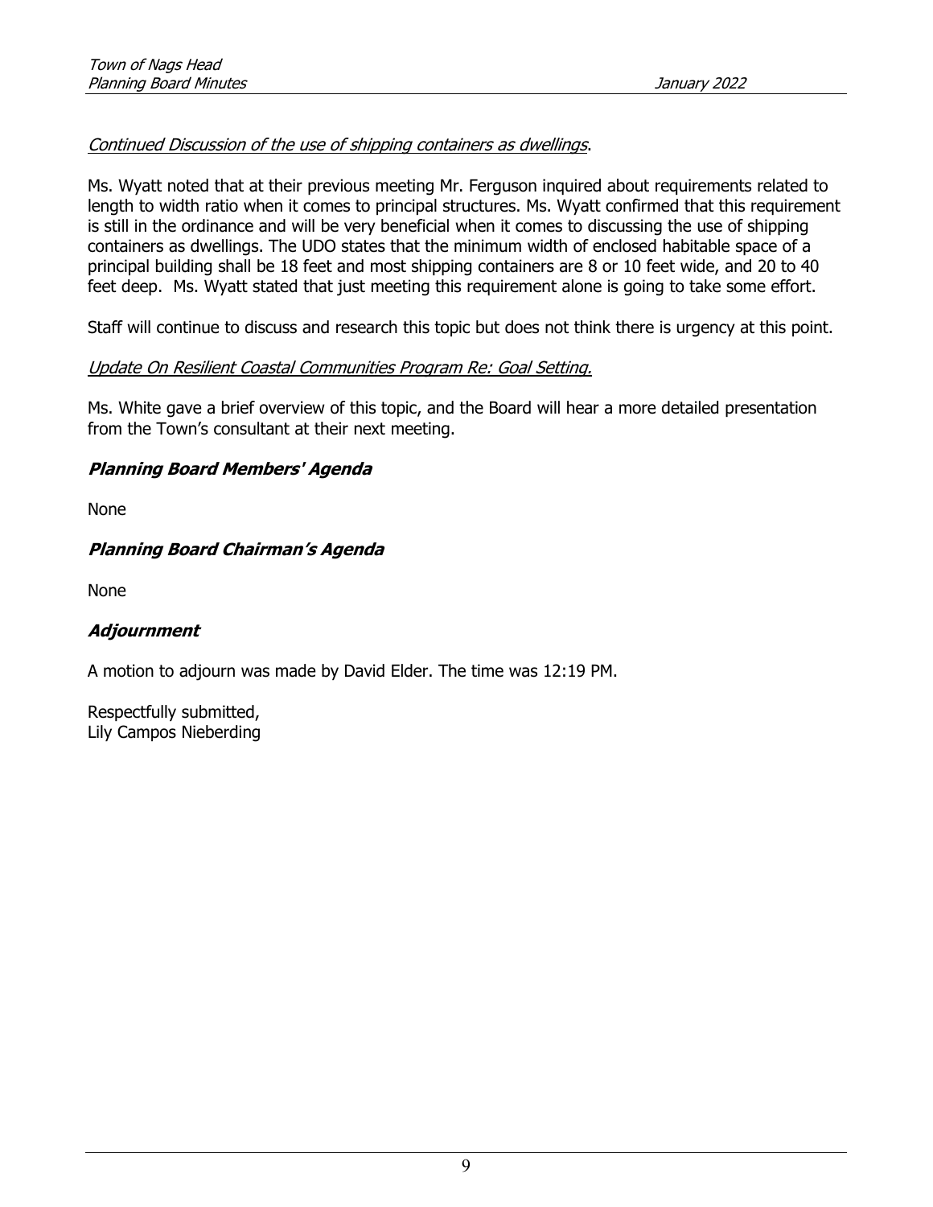*Continued Discussion of the use of shipping containers as dwellings*.

Ms. Wyatt noted that at their previous meeting Mr. Ferguson inquired about requirements related to length to width ratio when it comes to principal structures. Ms. Wyatt confirmed that this requirement is still in the ordinance and will be very beneficial when it comes to discussing the use of shipping containers as dwellings. The UDO states that the minimum width of enclosed habitable space of a principal building shall be 18 feet and most shipping containers are 8 or 10 feet wide, and 20 to 40 feet deep. Ms. Wyatt stated that just meeting this requirement alone is going to take some effort.

Staff will continue to discuss and research this topic but does not think there is urgency at this point.

*Update On Resilient Coastal Communities Program Re: Goal Setting.*

Ms. White gave a brief overview of this topic, and the Board will hear a more detailed presentation from the Town's consultant at their next meeting.

### ***Planning Board Members' Agenda***

None

### ***Planning Board Chairman's Agenda***

None

### ***Adjournment***

A motion to adjourn was made by David Elder. The time was 12:19 PM.

Respectfully submitted,
Lily Campos Nieberding